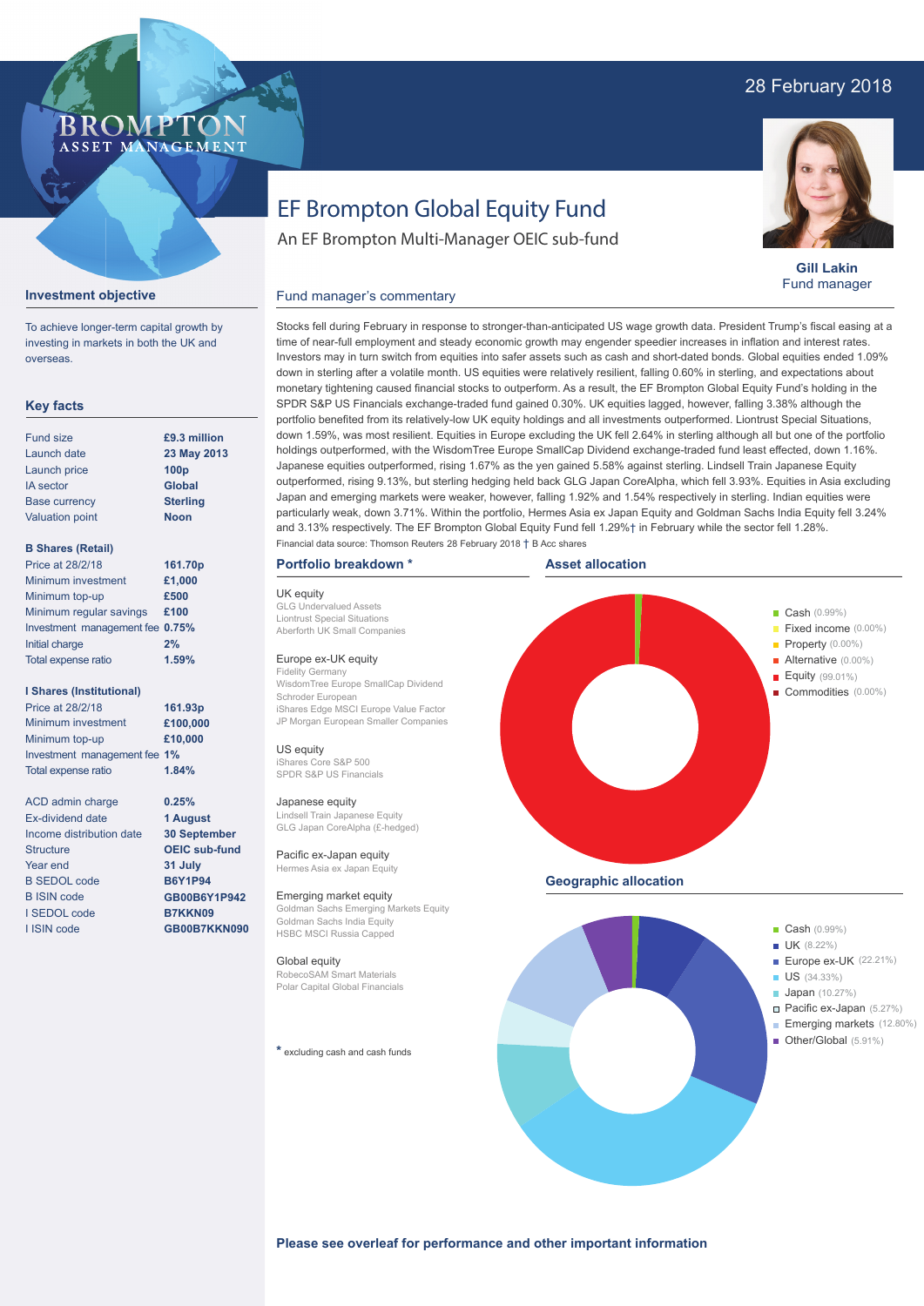BROMPTON ASSET MANAGEMENT

28 February 2018

# EF Brompton Global Equity Fund

An EF Brompton Multi-Manager OEIC sub-fund

**Gill Lakin**
Fund manager

## Investment objective

To achieve longer-term capital growth by investing in markets in both the UK and overseas.

## Key facts

| | |
|---|---|
| Fund size | **£9.3 million** |
| Launch date | **23 May 2013** |
| Launch price | **100p** |
| IA sector | **Global** |
| Base currency | **Sterling** |
| Valuation point | **Noon** |

**B Shares (Retail)**

| | |
|---|---|
| Price at 28/2/18 | **161.70p** |
| Minimum investment | **£1,000** |
| Minimum top-up | **£500** |
| Minimum regular savings | **£100** |
| Investment management fee | **0.75%** |
| Initial charge | **2%** |
| Total expense ratio | **1.59%** |

**I Shares (Institutional)**

| | |
|---|---|
| Price at 28/2/18 | **161.93p** |
| Minimum investment | **£100,000** |
| Minimum top-up | **£10,000** |
| Investment management fee | **1%** |
| Total expense ratio | **1.84%** |

| | |
|---|---|
| ACD admin charge | **0.25%** |
| Ex-dividend date | **1 August** |
| Income distribution date | **30 September** |
| Structure | **OEIC sub-fund** |
| Year end | **31 July** |
| B SEDOL code | **B6Y1P94** |
| B ISIN code | **GB00B6Y1P942** |
| I SEDOL code | **B7KKN09** |
| I ISIN code | **GB00B7KKN090** |

## Fund manager's commentary

Stocks fell during February in response to stronger-than-anticipated US wage growth data. President Trump's fiscal easing at a time of near-full employment and steady economic growth may engender speedier increases in inflation and interest rates. Investors may in turn switch from equities into safer assets such as cash and short-dated bonds. Global equities ended 1.09% down in sterling after a volatile month. US equities were relatively resilient, falling 0.60% in sterling, and expectations about monetary tightening caused financial stocks to outperform. As a result, the EF Brompton Global Equity Fund's holding in the SPDR S&P US Financials exchange-traded fund gained 0.30%. UK equities lagged, however, falling 3.38% although the portfolio benefited from its relatively-low UK equity holdings and all investments outperformed. Liontrust Special Situations, down 1.59%, was most resilient. Equities in Europe excluding the UK fell 2.64% in sterling although all but one of the portfolio holdings outperformed, with the WisdomTree Europe SmallCap Dividend exchange-traded fund least effected, down 1.16%. Japanese equities outperformed, rising 1.67% as the yen gained 5.58% against sterling. Lindsell Train Japanese Equity outperformed, rising 9.13%, but sterling hedging held back GLG Japan CoreAlpha, which fell 3.93%. Equities in Asia excluding Japan and emerging markets were weaker, however, falling 1.92% and 1.54% respectively in sterling. Indian equities were particularly weak, down 3.71%. Within the portfolio, Hermes Asia ex Japan Equity and Goldman Sachs India Equity fell 3.24% and 3.13% respectively. The EF Brompton Global Equity Fund fell 1.29%† in February while the sector fell 1.28%.

Financial data source: Thomson Reuters 28 February 2018 † B Acc shares

## Portfolio breakdown *

**UK equity**
GLG Undervalued Assets
Liontrust Special Situations
Aberforth UK Small Companies

**Europe ex-UK equity**
Fidelity Germany
WisdomTree Europe SmallCap Dividend
Schroder European
iShares Edge MSCI Europe Value Factor
JP Morgan European Smaller Companies

**US equity**
iShares Core S&P 500
SPDR S&P US Financials

**Japanese equity**
Lindsell Train Japanese Equity
GLG Japan CoreAlpha (£-hedged)

**Pacific ex-Japan equity**
Hermes Asia ex Japan Equity

**Emerging market equity**
Goldman Sachs Emerging Markets Equity
Goldman Sachs India Equity
HSBC MSCI Russia Capped

**Global equity**
RobecoSAM Smart Materials
Polar Capital Global Financials

* excluding cash and cash funds

## Asset allocation

- Cash (0.99%)
- Fixed income (0.00%)
- Property (0.00%)
- Alternative (0.00%)
- Equity (99.01%)
- Commodities (0.00%)

## Geographic allocation

- Cash (0.99%)
- UK (8.22%)
- Europe ex-UK (22.21%)
- US (34.33%)
- Japan (10.27%)
- Pacific ex-Japan (5.27%)
- Emerging markets (12.80%)
- Other/Global (5.91%)

**Please see overleaf for performance and other important information**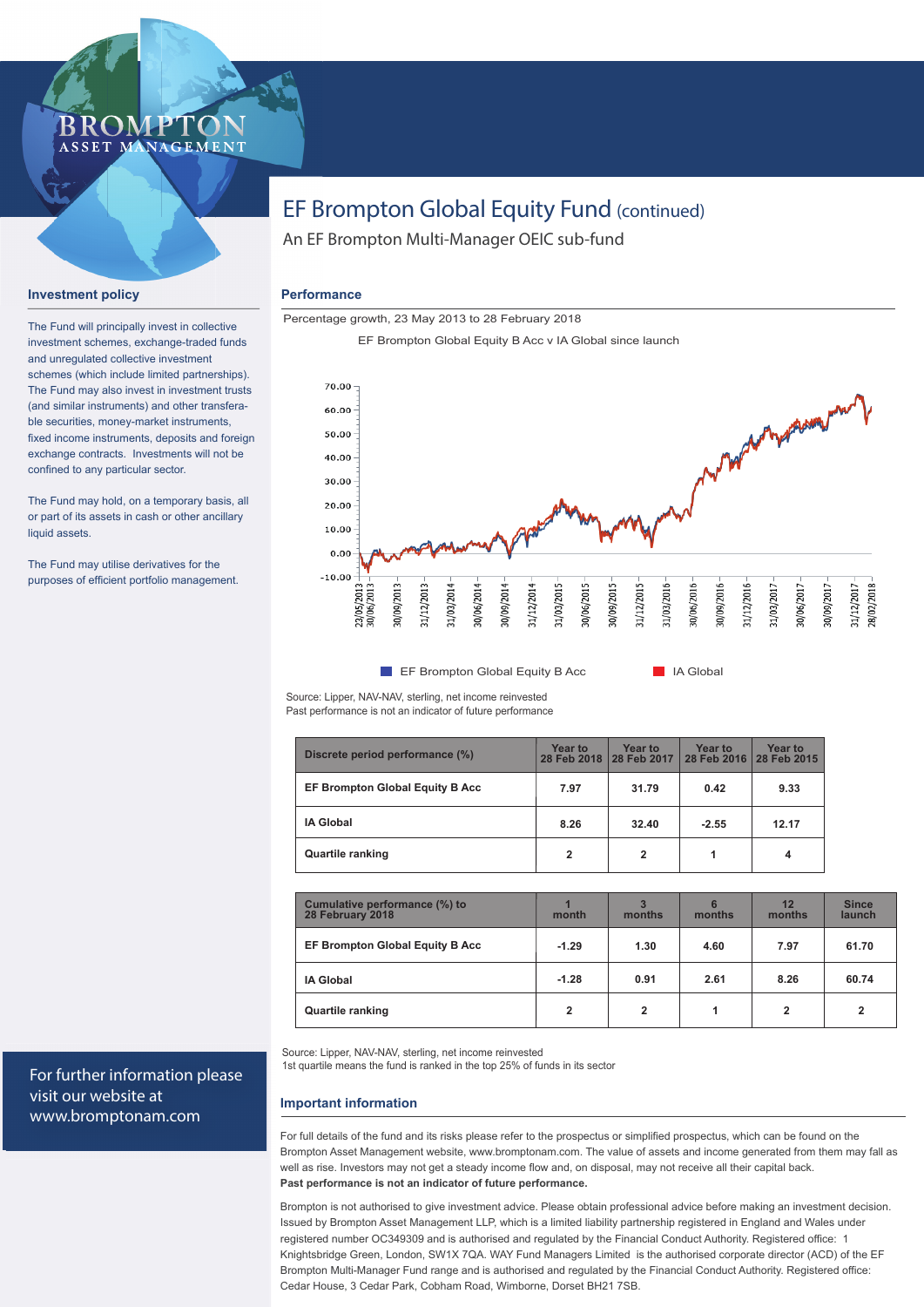BROMPTON
ASSET MANAGEMENT

# EF Brompton Global Equity Fund (continued)

An EF Brompton Multi-Manager OEIC sub-fund

## Investment policy

The Fund will principally invest in collective investment schemes, exchange-traded funds and unregulated collective investment schemes (which include limited partnerships). The Fund may also invest in investment trusts (and similar instruments) and other transferable securities, money-market instruments, fixed income instruments, deposits and foreign exchange contracts. Investments will not be confined to any particular sector.

The Fund may hold, on a temporary basis, all or part of its assets in cash or other ancillary liquid assets.

The Fund may utilise derivatives for the purposes of efficient portfolio management.

For further information please visit our website at www.bromptonam.com

## Performance

Percentage growth, 23 May 2013 to 28 February 2018

EF Brompton Global Equity B Acc v IA Global since launch

70.00
60.00
50.00
40.00
30.00
20.00
10.00
0.00
-10.00

23/05/2013
30/06/2013
30/09/2013
31/12/2013
31/03/2014
30/06/2014
30/09/2014
31/12/2014
31/03/2015
30/06/2015
30/09/2015
31/12/2015
31/03/2016
30/06/2016
30/09/2016
31/12/2016
31/03/2017
30/06/2017
30/09/2017
31/12/2017
28/02/2018

EF Brompton Global Equity B Acc
IA Global

Source: Lipper, NAV-NAV, sterling, net income reinvested
Past performance is not an indicator of future performance

| Discrete period performance (%) | Year to 28 Feb 2018 | Year to 28 Feb 2017 | Year to 28 Feb 2016 | Year to 28 Feb 2015 |
|---|---|---|---|---|
| EF Brompton Global Equity B Acc | 7.97 | 31.79 | 0.42 | 9.33 |
| IA Global | 8.26 | 32.40 | -2.55 | 12.17 |
| Quartile ranking | 2 | 2 | 1 | 4 |

| Cumulative performance (%) to 28 February 2018 | 1 month | 3 months | 6 months | 12 months | Since launch |
|---|---|---|---|---|---|
| EF Brompton Global Equity B Acc | -1.29 | 1.30 | 4.60 | 7.97 | 61.70 |
| IA Global | -1.28 | 0.91 | 2.61 | 8.26 | 60.74 |
| Quartile ranking | 2 | 2 | 1 | 2 | 2 |

Source: Lipper, NAV-NAV, sterling, net income reinvested
1st quartile means the fund is ranked in the top 25% of funds in its sector

## Important information

For full details of the fund and its risks please refer to the prospectus or simplified prospectus, which can be found on the Brompton Asset Management website, www.bromptonam.com. The value of assets and income generated from them may fall as well as rise. Investors may not get a steady income flow and, on disposal, may not receive all their capital back.
**Past performance is not an indicator of future performance.**

Brompton is not authorised to give investment advice. Please obtain professional advice before making an investment decision. Issued by Brompton Asset Management LLP, which is a limited liability partnership registered in England and Wales under registered number OC349309 and is authorised and regulated by the Financial Conduct Authority. Registered office: 1 Knightsbridge Green, London, SW1X 7QA. WAY Fund Managers Limited is the authorised corporate director (ACD) of the EF Brompton Multi-Manager Fund range and is authorised and regulated by the Financial Conduct Authority. Registered office: Cedar House, 3 Cedar Park, Cobham Road, Wimborne, Dorset BH21 7SB.